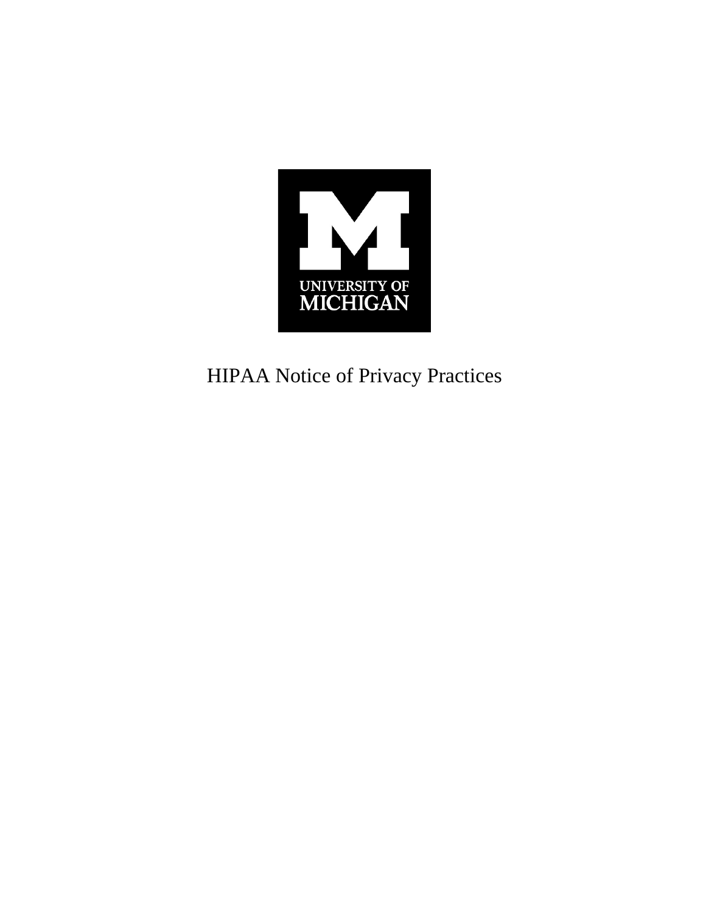UNIVERSITY OF MICHIGAN

# HIPAA Notice of Privacy Practices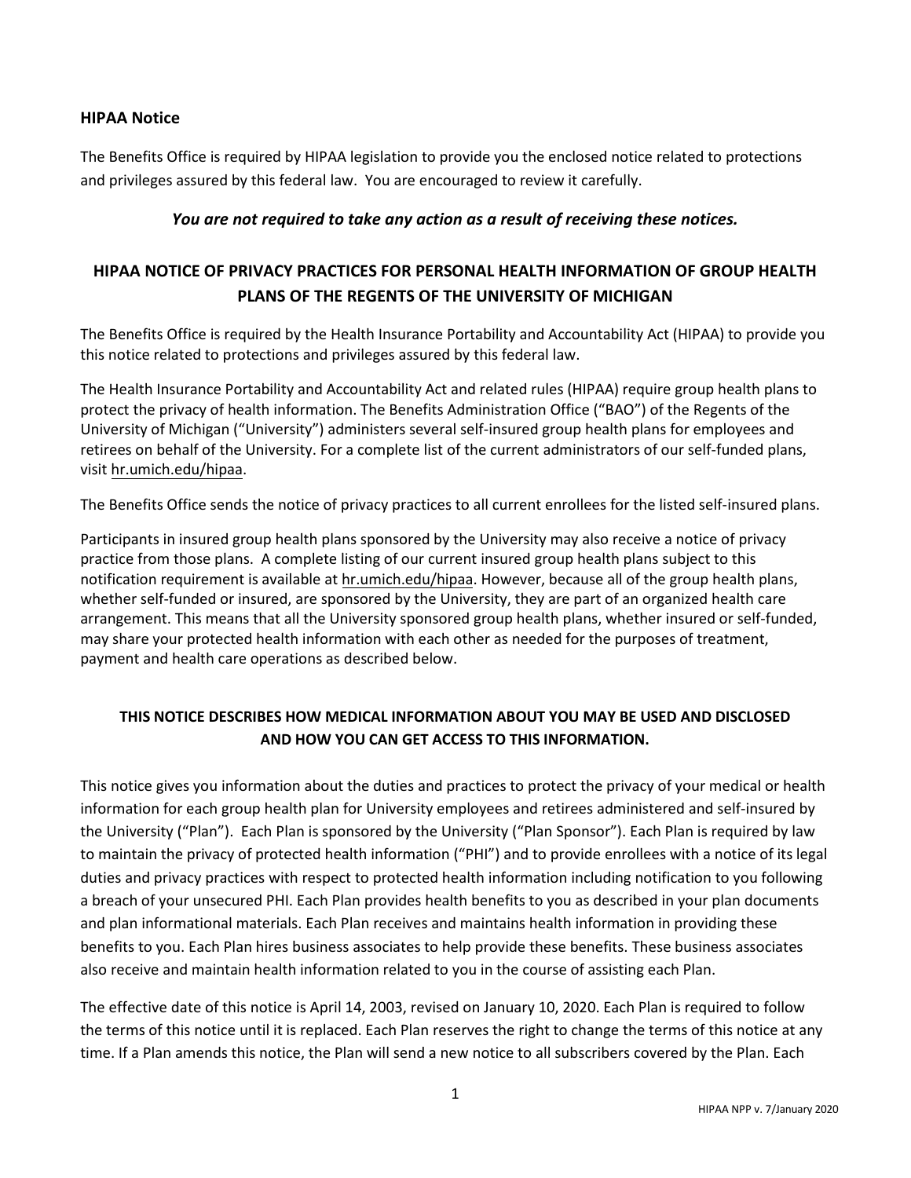## HIPAA Notice

The Benefits Office is required by HIPAA legislation to provide you the enclosed notice related to protections and privileges assured by this federal law. You are encouraged to review it carefully.

***You are not required to take any action as a result of receiving these notices.***

## HIPAA NOTICE OF PRIVACY PRACTICES FOR PERSONAL HEALTH INFORMATION OF GROUP HEALTH PLANS OF THE REGENTS OF THE UNIVERSITY OF MICHIGAN

The Benefits Office is required by the Health Insurance Portability and Accountability Act (HIPAA) to provide you this notice related to protections and privileges assured by this federal law.

The Health Insurance Portability and Accountability Act and related rules (HIPAA) require group health plans to protect the privacy of health information. The Benefits Administration Office ("BAO") of the Regents of the University of Michigan ("University") administers several self-insured group health plans for employees and retirees on behalf of the University. For a complete list of the current administrators of our self-funded plans, visit hr.umich.edu/hipaa.

The Benefits Office sends the notice of privacy practices to all current enrollees for the listed self-insured plans.

Participants in insured group health plans sponsored by the University may also receive a notice of privacy practice from those plans. A complete listing of our current insured group health plans subject to this notification requirement is available at hr.umich.edu/hipaa. However, because all of the group health plans, whether self-funded or insured, are sponsored by the University, they are part of an organized health care arrangement. This means that all the University sponsored group health plans, whether insured or self-funded, may share your protected health information with each other as needed for the purposes of treatment, payment and health care operations as described below.

### THIS NOTICE DESCRIBES HOW MEDICAL INFORMATION ABOUT YOU MAY BE USED AND DISCLOSED AND HOW YOU CAN GET ACCESS TO THIS INFORMATION.

This notice gives you information about the duties and practices to protect the privacy of your medical or health information for each group health plan for University employees and retirees administered and self-insured by the University ("Plan"). Each Plan is sponsored by the University ("Plan Sponsor"). Each Plan is required by law to maintain the privacy of protected health information ("PHI") and to provide enrollees with a notice of its legal duties and privacy practices with respect to protected health information including notification to you following a breach of your unsecured PHI. Each Plan provides health benefits to you as described in your plan documents and plan informational materials. Each Plan receives and maintains health information in providing these benefits to you. Each Plan hires business associates to help provide these benefits. These business associates also receive and maintain health information related to you in the course of assisting each Plan.

The effective date of this notice is April 14, 2003, revised on January 10, 2020. Each Plan is required to follow the terms of this notice until it is replaced. Each Plan reserves the right to change the terms of this notice at any time. If a Plan amends this notice, the Plan will send a new notice to all subscribers covered by the Plan. Each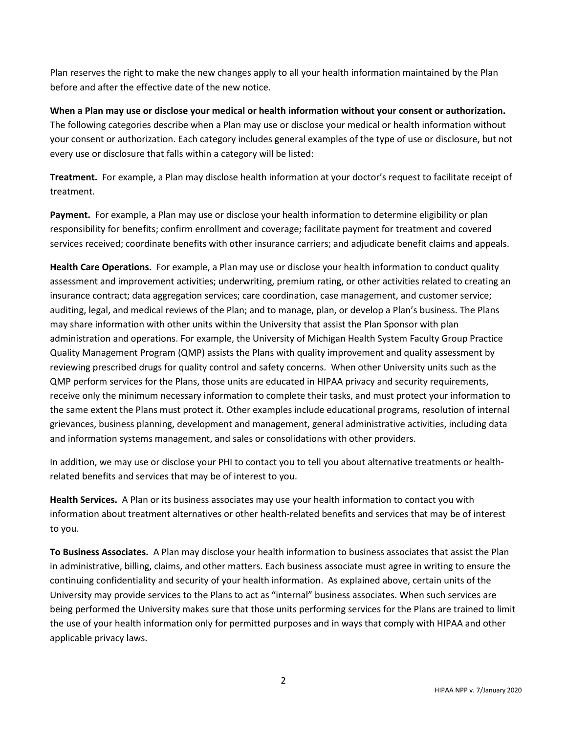Plan reserves the right to make the new changes apply to all your health information maintained by the Plan before and after the effective date of the new notice.

**When a Plan may use or disclose your medical or health information without your consent or authorization.** The following categories describe when a Plan may use or disclose your medical or health information without your consent or authorization. Each category includes general examples of the type of use or disclosure, but not every use or disclosure that falls within a category will be listed:

**Treatment.** For example, a Plan may disclose health information at your doctor's request to facilitate receipt of treatment.

**Payment.** For example, a Plan may use or disclose your health information to determine eligibility or plan responsibility for benefits; confirm enrollment and coverage; facilitate payment for treatment and covered services received; coordinate benefits with other insurance carriers; and adjudicate benefit claims and appeals.

**Health Care Operations.** For example, a Plan may use or disclose your health information to conduct quality assessment and improvement activities; underwriting, premium rating, or other activities related to creating an insurance contract; data aggregation services; care coordination, case management, and customer service; auditing, legal, and medical reviews of the Plan; and to manage, plan, or develop a Plan's business. The Plans may share information with other units within the University that assist the Plan Sponsor with plan administration and operations. For example, the University of Michigan Health System Faculty Group Practice Quality Management Program (QMP) assists the Plans with quality improvement and quality assessment by reviewing prescribed drugs for quality control and safety concerns. When other University units such as the QMP perform services for the Plans, those units are educated in HIPAA privacy and security requirements, receive only the minimum necessary information to complete their tasks, and must protect your information to the same extent the Plans must protect it. Other examples include educational programs, resolution of internal grievances, business planning, development and management, general administrative activities, including data and information systems management, and sales or consolidations with other providers.

In addition, we may use or disclose your PHI to contact you to tell you about alternative treatments or health-related benefits and services that may be of interest to you.

**Health Services.** A Plan or its business associates may use your health information to contact you with information about treatment alternatives or other health-related benefits and services that may be of interest to you.

**To Business Associates.** A Plan may disclose your health information to business associates that assist the Plan in administrative, billing, claims, and other matters. Each business associate must agree in writing to ensure the continuing confidentiality and security of your health information. As explained above, certain units of the University may provide services to the Plans to act as "internal" business associates. When such services are being performed the University makes sure that those units performing services for the Plans are trained to limit the use of your health information only for permitted purposes and in ways that comply with HIPAA and other applicable privacy laws.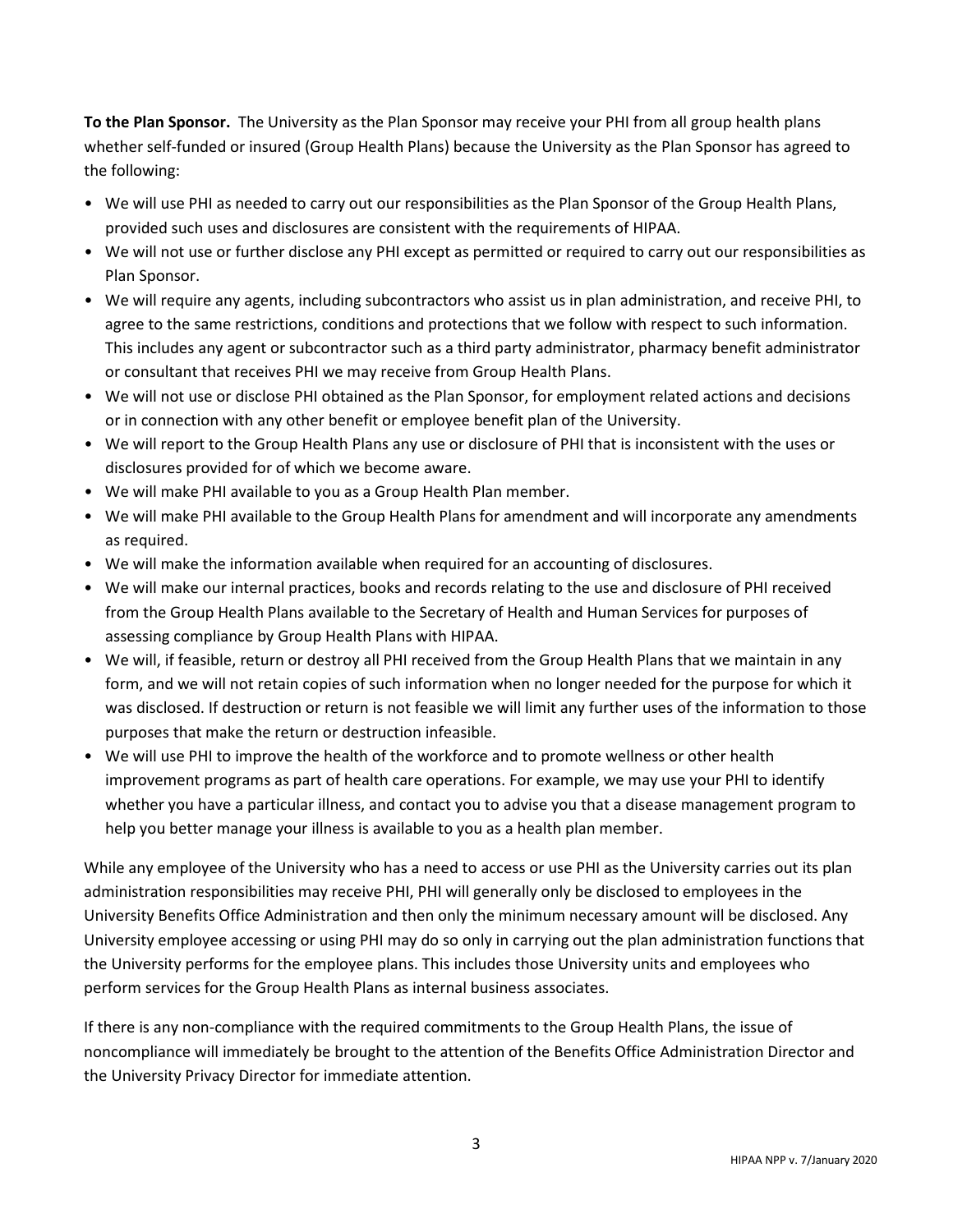**To the Plan Sponsor.** The University as the Plan Sponsor may receive your PHI from all group health plans whether self-funded or insured (Group Health Plans) because the University as the Plan Sponsor has agreed to the following:

- We will use PHI as needed to carry out our responsibilities as the Plan Sponsor of the Group Health Plans, provided such uses and disclosures are consistent with the requirements of HIPAA.
- We will not use or further disclose any PHI except as permitted or required to carry out our responsibilities as Plan Sponsor.
- We will require any agents, including subcontractors who assist us in plan administration, and receive PHI, to agree to the same restrictions, conditions and protections that we follow with respect to such information. This includes any agent or subcontractor such as a third party administrator, pharmacy benefit administrator or consultant that receives PHI we may receive from Group Health Plans.
- We will not use or disclose PHI obtained as the Plan Sponsor, for employment related actions and decisions or in connection with any other benefit or employee benefit plan of the University.
- We will report to the Group Health Plans any use or disclosure of PHI that is inconsistent with the uses or disclosures provided for of which we become aware.
- We will make PHI available to you as a Group Health Plan member.
- We will make PHI available to the Group Health Plans for amendment and will incorporate any amendments as required.
- We will make the information available when required for an accounting of disclosures.
- We will make our internal practices, books and records relating to the use and disclosure of PHI received from the Group Health Plans available to the Secretary of Health and Human Services for purposes of assessing compliance by Group Health Plans with HIPAA.
- We will, if feasible, return or destroy all PHI received from the Group Health Plans that we maintain in any form, and we will not retain copies of such information when no longer needed for the purpose for which it was disclosed. If destruction or return is not feasible we will limit any further uses of the information to those purposes that make the return or destruction infeasible.
- We will use PHI to improve the health of the workforce and to promote wellness or other health improvement programs as part of health care operations. For example, we may use your PHI to identify whether you have a particular illness, and contact you to advise you that a disease management program to help you better manage your illness is available to you as a health plan member.

While any employee of the University who has a need to access or use PHI as the University carries out its plan administration responsibilities may receive PHI, PHI will generally only be disclosed to employees in the University Benefits Office Administration and then only the minimum necessary amount will be disclosed. Any University employee accessing or using PHI may do so only in carrying out the plan administration functions that the University performs for the employee plans. This includes those University units and employees who perform services for the Group Health Plans as internal business associates.

If there is any non-compliance with the required commitments to the Group Health Plans, the issue of noncompliance will immediately be brought to the attention of the Benefits Office Administration Director and the University Privacy Director for immediate attention.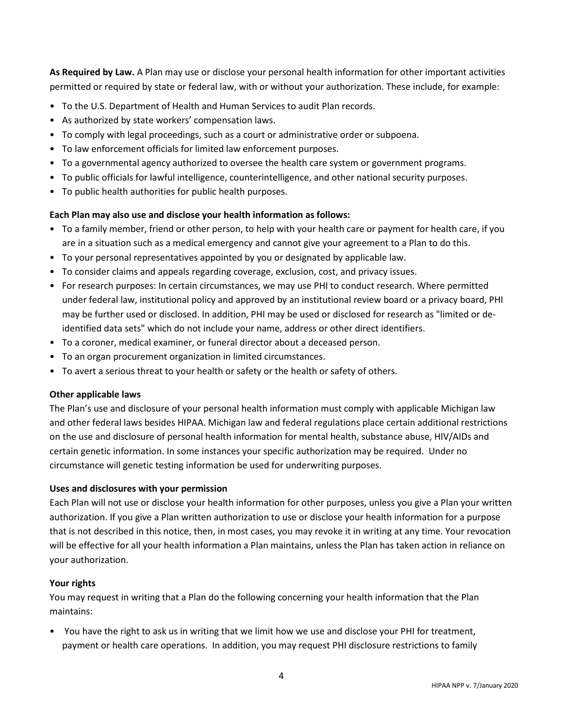**As Required by Law.** A Plan may use or disclose your personal health information for other important activities permitted or required by state or federal law, with or without your authorization. These include, for example:

- To the U.S. Department of Health and Human Services to audit Plan records.
- As authorized by state workers' compensation laws.
- To comply with legal proceedings, such as a court or administrative order or subpoena.
- To law enforcement officials for limited law enforcement purposes.
- To a governmental agency authorized to oversee the health care system or government programs.
- To public officials for lawful intelligence, counterintelligence, and other national security purposes.
- To public health authorities for public health purposes.

**Each Plan may also use and disclose your health information as follows:**

- To a family member, friend or other person, to help with your health care or payment for health care, if you are in a situation such as a medical emergency and cannot give your agreement to a Plan to do this.
- To your personal representatives appointed by you or designated by applicable law.
- To consider claims and appeals regarding coverage, exclusion, cost, and privacy issues.
- For research purposes: In certain circumstances, we may use PHI to conduct research. Where permitted under federal law, institutional policy and approved by an institutional review board or a privacy board, PHI may be further used or disclosed. In addition, PHI may be used or disclosed for research as "limited or de-identified data sets" which do not include your name, address or other direct identifiers.
- To a coroner, medical examiner, or funeral director about a deceased person.
- To an organ procurement organization in limited circumstances.
- To avert a serious threat to your health or safety or the health or safety of others.

**Other applicable laws**

The Plan's use and disclosure of your personal health information must comply with applicable Michigan law and other federal laws besides HIPAA. Michigan law and federal regulations place certain additional restrictions on the use and disclosure of personal health information for mental health, substance abuse, HIV/AIDs and certain genetic information. In some instances your specific authorization may be required. Under no circumstance will genetic testing information be used for underwriting purposes.

**Uses and disclosures with your permission**

Each Plan will not use or disclose your health information for other purposes, unless you give a Plan your written authorization. If you give a Plan written authorization to use or disclose your health information for a purpose that is not described in this notice, then, in most cases, you may revoke it in writing at any time. Your revocation will be effective for all your health information a Plan maintains, unless the Plan has taken action in reliance on your authorization.

**Your rights**

You may request in writing that a Plan do the following concerning your health information that the Plan maintains:

- You have the right to ask us in writing that we limit how we use and disclose your PHI for treatment, payment or health care operations. In addition, you may request PHI disclosure restrictions to family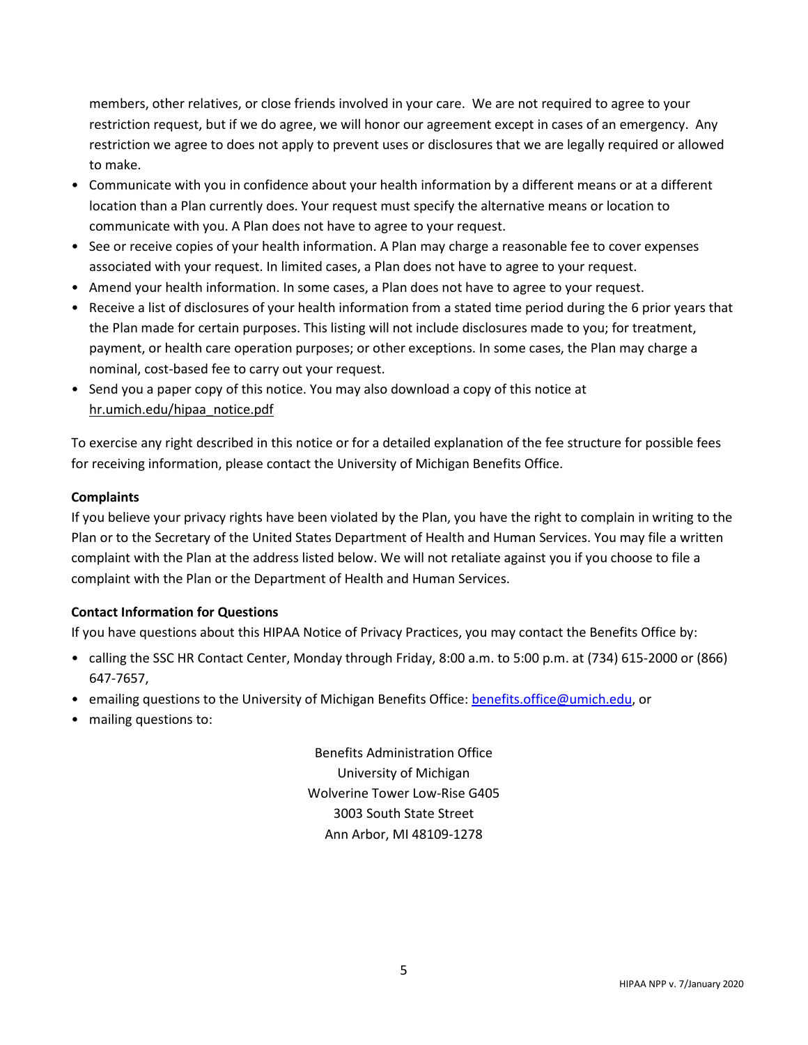members, other relatives, or close friends involved in your care. We are not required to agree to your restriction request, but if we do agree, we will honor our agreement except in cases of an emergency. Any restriction we agree to does not apply to prevent uses or disclosures that we are legally required or allowed to make.

- Communicate with you in confidence about your health information by a different means or at a different location than a Plan currently does. Your request must specify the alternative means or location to communicate with you. A Plan does not have to agree to your request.
- See or receive copies of your health information. A Plan may charge a reasonable fee to cover expenses associated with your request. In limited cases, a Plan does not have to agree to your request.
- Amend your health information. In some cases, a Plan does not have to agree to your request.
- Receive a list of disclosures of your health information from a stated time period during the 6 prior years that the Plan made for certain purposes. This listing will not include disclosures made to you; for treatment, payment, or health care operation purposes; or other exceptions. In some cases, the Plan may charge a nominal, cost-based fee to carry out your request.
- Send you a paper copy of this notice. You may also download a copy of this notice at hr.umich.edu/hipaa_notice.pdf

To exercise any right described in this notice or for a detailed explanation of the fee structure for possible fees for receiving information, please contact the University of Michigan Benefits Office.

**Complaints**

If you believe your privacy rights have been violated by the Plan, you have the right to complain in writing to the Plan or to the Secretary of the United States Department of Health and Human Services. You may file a written complaint with the Plan at the address listed below. We will not retaliate against you if you choose to file a complaint with the Plan or the Department of Health and Human Services.

**Contact Information for Questions**

If you have questions about this HIPAA Notice of Privacy Practices, you may contact the Benefits Office by:

- calling the SSC HR Contact Center, Monday through Friday, 8:00 a.m. to 5:00 p.m. at (734) 615-2000 or (866) 647-7657,
- emailing questions to the University of Michigan Benefits Office: benefits.office@umich.edu, or
- mailing questions to:

Benefits Administration Office
University of Michigan
Wolverine Tower Low-Rise G405
3003 South State Street
Ann Arbor, MI 48109-1278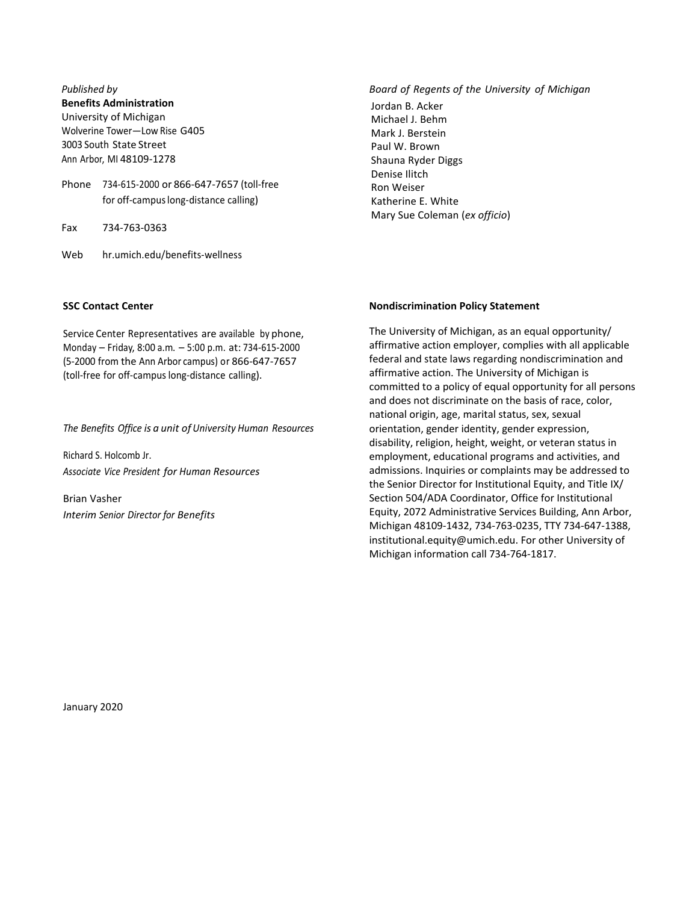*Published by*
**Benefits Administration**
University of Michigan
Wolverine Tower—Low Rise G405
3003 South State Street
Ann Arbor, MI 48109-1278

Phone 734-615-2000 or 866-647-7657 (toll-free for off-campus long-distance calling)

Fax 734-763-0363

Web hr.umich.edu/benefits-wellness

**SSC Contact Center**

Service Center Representatives are available by phone, Monday – Friday, 8:00 a.m. – 5:00 p.m. at: 734-615-2000 (5-2000 from the Ann Arbor campus) or 866-647-7657 (toll-free for off-campus long-distance calling).

*The Benefits Office is a unit of University Human Resources*

Richard S. Holcomb Jr.
*Associate Vice President for Human Resources*

Brian Vasher
*Interim Senior Director for Benefits*

*Board of Regents of the University of Michigan*

Jordan B. Acker
Michael J. Behm
Mark J. Berstein
Paul W. Brown
Shauna Ryder Diggs
Denise Ilitch
Ron Weiser
Katherine E. White
Mary Sue Coleman (*ex officio*)

**Nondiscrimination Policy Statement**

The University of Michigan, as an equal opportunity/ affirmative action employer, complies with all applicable federal and state laws regarding nondiscrimination and affirmative action. The University of Michigan is committed to a policy of equal opportunity for all persons and does not discriminate on the basis of race, color, national origin, age, marital status, sex, sexual orientation, gender identity, gender expression, disability, religion, height, weight, or veteran status in employment, educational programs and activities, and admissions. Inquiries or complaints may be addressed to the Senior Director for Institutional Equity, and Title IX/ Section 504/ADA Coordinator, Office for Institutional Equity, 2072 Administrative Services Building, Ann Arbor, Michigan 48109-1432, 734-763-0235, TTY 734-647-1388, institutional.equity@umich.edu. For other University of Michigan information call 734-764-1817.

January 2020